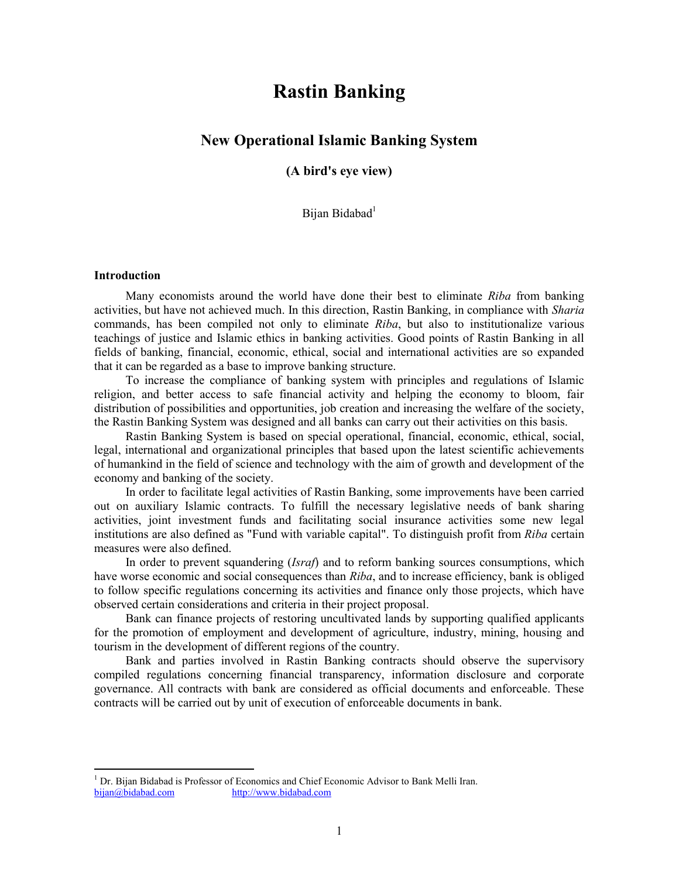# Rastin Banking

## New Operational Islamic Banking System

**(A bird's eye view)**

Bijan Bidabad[1]

### Introduction

Many economists around the world have done their best to eliminate *Riba* from banking activities, but have not achieved much. In this direction, Rastin Banking, in compliance with *Sharia* commands, has been compiled not only to eliminate *Riba*, but also to institutionalize various teachings of justice and Islamic ethics in banking activities. Good points of Rastin Banking in all fields of banking, financial, economic, ethical, social and international activities are so expanded that it can be regarded as a base to improve banking structure.

To increase the compliance of banking system with principles and regulations of Islamic religion, and better access to safe financial activity and helping the economy to bloom, fair distribution of possibilities and opportunities, job creation and increasing the welfare of the society, the Rastin Banking System was designed and all banks can carry out their activities on this basis.

Rastin Banking System is based on special operational, financial, economic, ethical, social, legal, international and organizational principles that based upon the latest scientific achievements of humankind in the field of science and technology with the aim of growth and development of the economy and banking of the society.

In order to facilitate legal activities of Rastin Banking, some improvements have been carried out on auxiliary Islamic contracts. To fulfill the necessary legislative needs of bank sharing activities, joint investment funds and facilitating social insurance activities some new legal institutions are also defined as "Fund with variable capital". To distinguish profit from *Riba* certain measures were also defined.

In order to prevent squandering (*Israf*) and to reform banking sources consumptions, which have worse economic and social consequences than *Riba*, and to increase efficiency, bank is obliged to follow specific regulations concerning its activities and finance only those projects, which have observed certain considerations and criteria in their project proposal.

Bank can finance projects of restoring uncultivated lands by supporting qualified applicants for the promotion of employment and development of agriculture, industry, mining, housing and tourism in the development of different regions of the country.

Bank and parties involved in Rastin Banking contracts should observe the supervisory compiled regulations concerning financial transparency, information disclosure and corporate governance. All contracts with bank are considered as official documents and enforceable. These contracts will be carried out by unit of execution of enforceable documents in bank.

---

[1] Dr. Bijan Bidabad is Professor of Economics and Chief Economic Advisor to Bank Melli Iran.
bijan@bidabad.com http://www.bidabad.com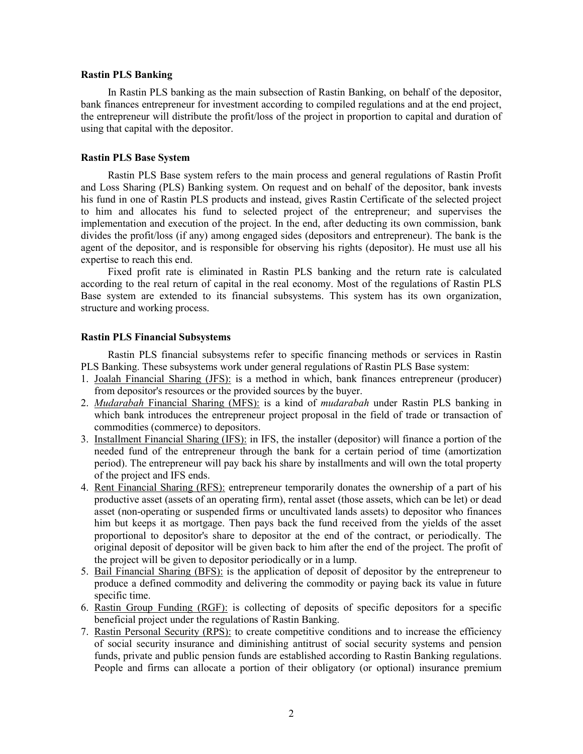### Rastin PLS Banking

In Rastin PLS banking as the main subsection of Rastin Banking, on behalf of the depositor, bank finances entrepreneur for investment according to compiled regulations and at the end project, the entrepreneur will distribute the profit/loss of the project in proportion to capital and duration of using that capital with the depositor.

### Rastin PLS Base System

Rastin PLS Base system refers to the main process and general regulations of Rastin Profit and Loss Sharing (PLS) Banking system. On request and on behalf of the depositor, bank invests his fund in one of Rastin PLS products and instead, gives Rastin Certificate of the selected project to him and allocates his fund to selected project of the entrepreneur; and supervises the implementation and execution of the project. In the end, after deducting its own commission, bank divides the profit/loss (if any) among engaged sides (depositors and entrepreneur). The bank is the agent of the depositor, and is responsible for observing his rights (depositor). He must use all his expertise to reach this end.

Fixed profit rate is eliminated in Rastin PLS banking and the return rate is calculated according to the real return of capital in the real economy. Most of the regulations of Rastin PLS Base system are extended to its financial subsystems. This system has its own organization, structure and working process.

### Rastin PLS Financial Subsystems

Rastin PLS financial subsystems refer to specific financing methods or services in Rastin PLS Banking. These subsystems work under general regulations of Rastin PLS Base system:

1. Joalah Financial Sharing (JFS): is a method in which, bank finances entrepreneur (producer) from depositor's resources or the provided sources by the buyer.
2. *Mudarabah* Financial Sharing (MFS): is a kind of *mudarabah* under Rastin PLS banking in which bank introduces the entrepreneur project proposal in the field of trade or transaction of commodities (commerce) to depositors.
3. Installment Financial Sharing (IFS): in IFS, the installer (depositor) will finance a portion of the needed fund of the entrepreneur through the bank for a certain period of time (amortization period). The entrepreneur will pay back his share by installments and will own the total property of the project and IFS ends.
4. Rent Financial Sharing (RFS): entrepreneur temporarily donates the ownership of a part of his productive asset (assets of an operating firm), rental asset (those assets, which can be let) or dead asset (non-operating or suspended firms or uncultivated lands assets) to depositor who finances him but keeps it as mortgage. Then pays back the fund received from the yields of the asset proportional to depositor's share to depositor at the end of the contract, or periodically. The original deposit of depositor will be given back to him after the end of the project. The profit of the project will be given to depositor periodically or in a lump.
5. Bail Financial Sharing (BFS): is the application of deposit of depositor by the entrepreneur to produce a defined commodity and delivering the commodity or paying back its value in future specific time.
6. Rastin Group Funding (RGF): is collecting of deposits of specific depositors for a specific beneficial project under the regulations of Rastin Banking.
7. Rastin Personal Security (RPS): to create competitive conditions and to increase the efficiency of social security insurance and diminishing antitrust of social security systems and pension funds, private and public pension funds are established according to Rastin Banking regulations. People and firms can allocate a portion of their obligatory (or optional) insurance premium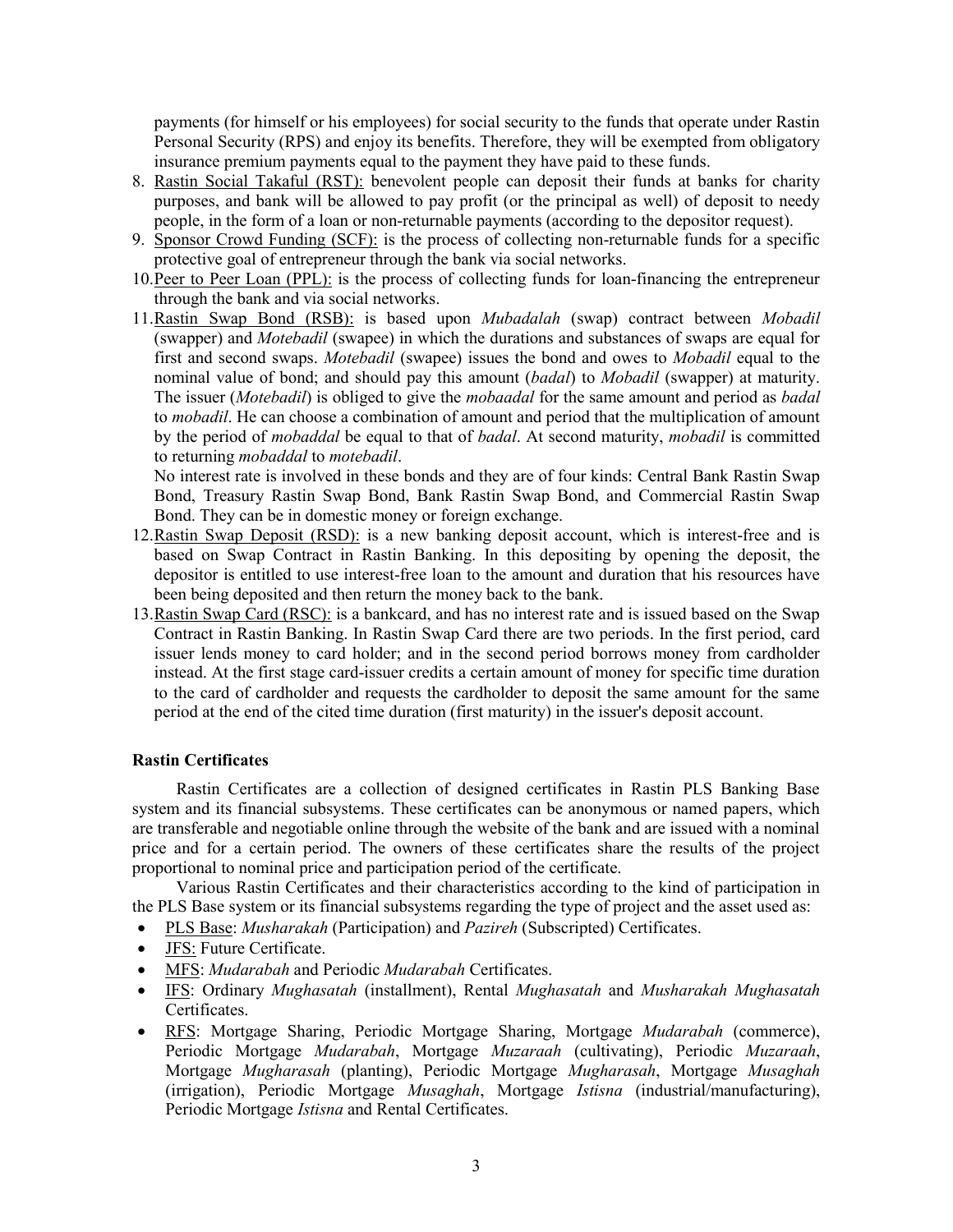payments (for himself or his employees) for social security to the funds that operate under Rastin Personal Security (RPS) and enjoy its benefits. Therefore, they will be exempted from obligatory insurance premium payments equal to the payment they have paid to these funds.

8. Rastin Social Takaful (RST): benevolent people can deposit their funds at banks for charity purposes, and bank will be allowed to pay profit (or the principal as well) of deposit to needy people, in the form of a loan or non-returnable payments (according to the depositor request).
9. Sponsor Crowd Funding (SCF): is the process of collecting non-returnable funds for a specific protective goal of entrepreneur through the bank via social networks.
10. Peer to Peer Loan (PPL): is the process of collecting funds for loan-financing the entrepreneur through the bank and via social networks.
11. Rastin Swap Bond (RSB): is based upon *Mubadalah* (swap) contract between *Mobadil* (swapper) and *Motebadil* (swapee) in which the durations and substances of swaps are equal for first and second swaps. *Motebadil* (swapee) issues the bond and owes to *Mobadil* equal to the nominal value of bond; and should pay this amount (*badal*) to *Mobadil* (swapper) at maturity. The issuer (*Motebadil*) is obliged to give the *mobaadal* for the same amount and period as *badal* to *mobadil*. He can choose a combination of amount and period that the multiplication of amount by the period of *mobaddal* be equal to that of *badal*. At second maturity, *mobadil* is committed to returning *mobaddal* to *motebadil*.

    No interest rate is involved in these bonds and they are of four kinds: Central Bank Rastin Swap Bond, Treasury Rastin Swap Bond, Bank Rastin Swap Bond, and Commercial Rastin Swap Bond. They can be in domestic money or foreign exchange.
12. Rastin Swap Deposit (RSD): is a new banking deposit account, which is interest-free and is based on Swap Contract in Rastin Banking. In this depositing by opening the deposit, the depositor is entitled to use interest-free loan to the amount and duration that his resources have been being deposited and then return the money back to the bank.
13. Rastin Swap Card (RSC): is a bankcard, and has no interest rate and is issued based on the Swap Contract in Rastin Banking. In Rastin Swap Card there are two periods. In the first period, card issuer lends money to card holder; and in the second period borrows money from cardholder instead. At the first stage card-issuer credits a certain amount of money for specific time duration to the card of cardholder and requests the cardholder to deposit the same amount for the same period at the end of the cited time duration (first maturity) in the issuer's deposit account.

**Rastin Certificates**

Rastin Certificates are a collection of designed certificates in Rastin PLS Banking Base system and its financial subsystems. These certificates can be anonymous or named papers, which are transferable and negotiable online through the website of the bank and are issued with a nominal price and for a certain period. The owners of these certificates share the results of the project proportional to nominal price and participation period of the certificate.

Various Rastin Certificates and their characteristics according to the kind of participation in the PLS Base system or its financial subsystems regarding the type of project and the asset used as:

- PLS Base: *Musharakah* (Participation) and *Pazireh* (Subscripted) Certificates.
- JFS: Future Certificate.
- MFS: *Mudarabah* and Periodic *Mudarabah* Certificates.
- IFS: Ordinary *Mughasatah* (installment), Rental *Mughasatah* and *Musharakah Mughasatah* Certificates.
- RFS: Mortgage Sharing, Periodic Mortgage Sharing, Mortgage *Mudarabah* (commerce), Periodic Mortgage *Mudarabah*, Mortgage *Muzaraah* (cultivating), Periodic *Muzaraah*, Mortgage *Mugharasah* (planting), Periodic Mortgage *Mugharasah*, Mortgage *Musaghah* (irrigation), Periodic Mortgage *Musaghah*, Mortgage *Istisna* (industrial/manufacturing), Periodic Mortgage *Istisna* and Rental Certificates.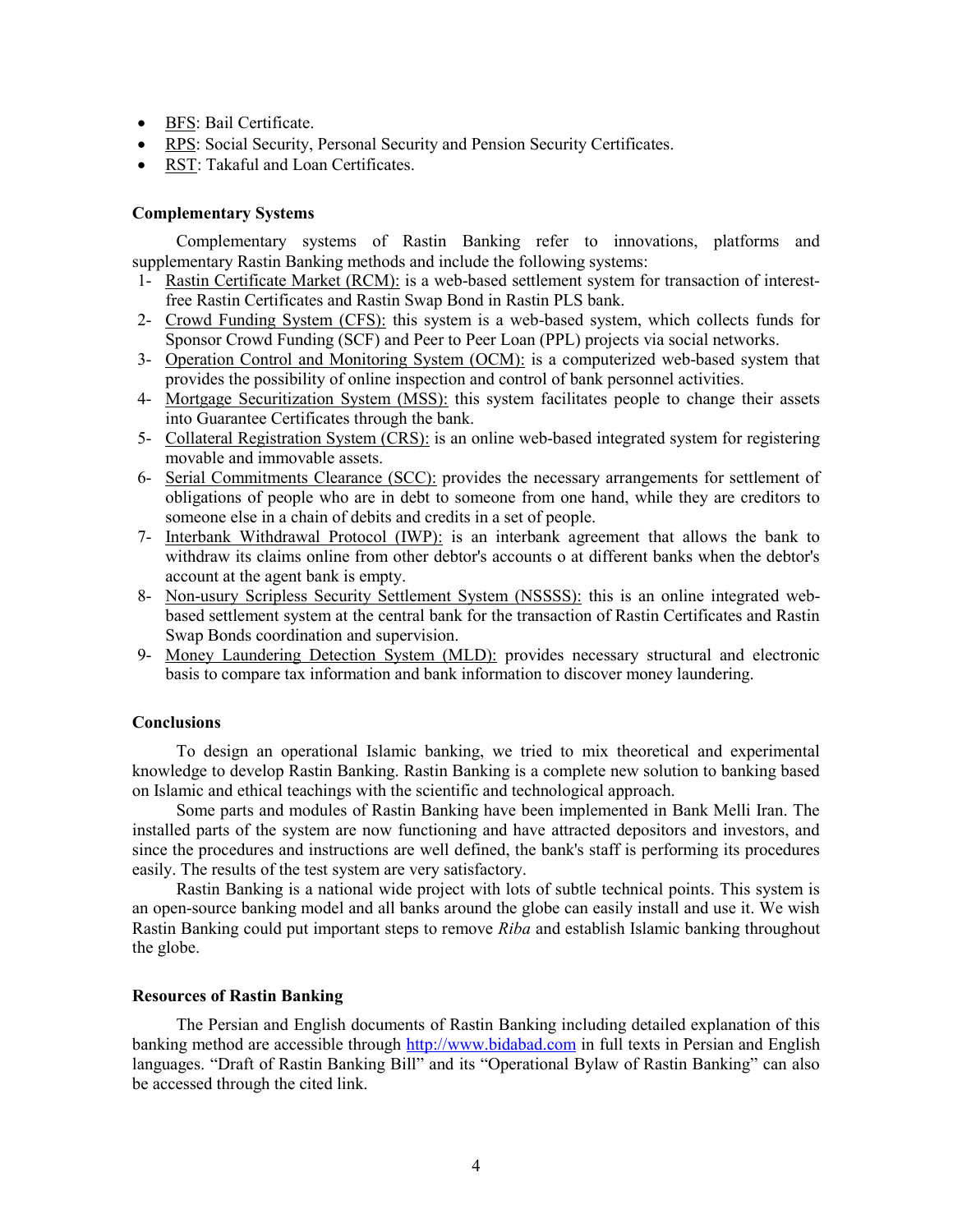- <u>BFS</u>: Bail Certificate.
- <u>RPS</u>: Social Security, Personal Security and Pension Security Certificates.
- <u>RST</u>: Takaful and Loan Certificates.

**Complementary Systems**

Complementary systems of Rastin Banking refer to innovations, platforms and supplementary Rastin Banking methods and include the following systems:

1- <u>Rastin Certificate Market (RCM):</u> is a web-based settlement system for transaction of interest-free Rastin Certificates and Rastin Swap Bond in Rastin PLS bank.
2- <u>Crowd Funding System (CFS):</u> this system is a web-based system, which collects funds for Sponsor Crowd Funding (SCF) and Peer to Peer Loan (PPL) projects via social networks.
3- <u>Operation Control and Monitoring System (OCM):</u> is a computerized web-based system that provides the possibility of online inspection and control of bank personnel activities.
4- <u>Mortgage Securitization System (MSS):</u> this system facilitates people to change their assets into Guarantee Certificates through the bank.
5- <u>Collateral Registration System (CRS):</u> is an online web-based integrated system for registering movable and immovable assets.
6- <u>Serial Commitments Clearance (SCC):</u> provides the necessary arrangements for settlement of obligations of people who are in debt to someone from one hand, while they are creditors to someone else in a chain of debits and credits in a set of people.
7- <u>Interbank Withdrawal Protocol (IWP):</u> is an interbank agreement that allows the bank to withdraw its claims online from other debtor's accounts o at different banks when the debtor's account at the agent bank is empty.
8- <u>Non-usury Scripless Security Settlement System (NSSSS):</u> this is an online integrated web-based settlement system at the central bank for the transaction of Rastin Certificates and Rastin Swap Bonds coordination and supervision.
9- <u>Money Laundering Detection System (MLD):</u> provides necessary structural and electronic basis to compare tax information and bank information to discover money laundering.

**Conclusions**

To design an operational Islamic banking, we tried to mix theoretical and experimental knowledge to develop Rastin Banking. Rastin Banking is a complete new solution to banking based on Islamic and ethical teachings with the scientific and technological approach.

Some parts and modules of Rastin Banking have been implemented in Bank Melli Iran. The installed parts of the system are now functioning and have attracted depositors and investors, and since the procedures and instructions are well defined, the bank's staff is performing its procedures easily. The results of the test system are very satisfactory.

Rastin Banking is a national wide project with lots of subtle technical points. This system is an open-source banking model and all banks around the globe can easily install and use it. We wish Rastin Banking could put important steps to remove *Riba* and establish Islamic banking throughout the globe.

**Resources of Rastin Banking**

The Persian and English documents of Rastin Banking including detailed explanation of this banking method are accessible through http://www.bidabad.com in full texts in Persian and English languages. "Draft of Rastin Banking Bill" and its "Operational Bylaw of Rastin Banking" can also be accessed through the cited link.